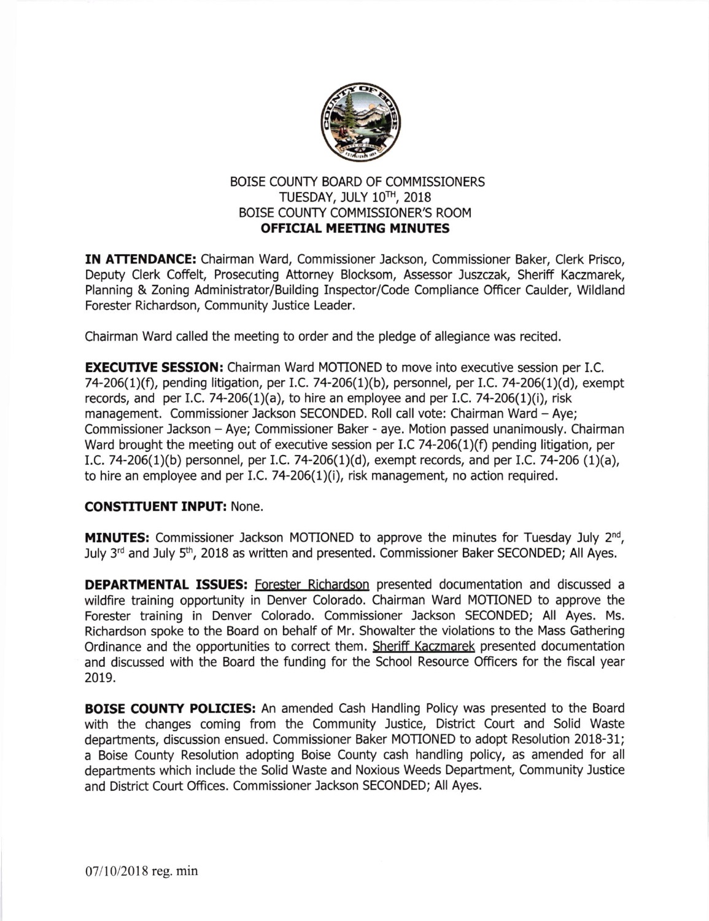# BOISE COUNTY BOARD OF COMMISSIONERS
## TUESDAY, JULY 10TH, 2018
## BOISE COUNTY COMMISSIONER'S ROOM
## OFFICIAL MEETING MINUTES

**IN ATTENDANCE:** Chairman Ward, Commissioner Jackson, Commissioner Baker, Clerk Prisco, Deputy Clerk Coffelt, Prosecuting Attorney Blocksom, Assessor Juszczak, Sheriff Kaczmarek, Planning & Zoning Administrator/Building Inspector/Code Compliance Officer Caulder, Wildland Forester Richardson, Community Justice Leader.

Chairman Ward called the meeting to order and the pledge of allegiance was recited.

**EXECUTIVE SESSION:** Chairman Ward MOTIONED to move into executive session per I.C. 74-206(1)(f), pending litigation, per I.C. 74-206(1)(b), personnel, per I.C. 74-206(1)(d), exempt records, and per I.C. 74-206(1)(a), to hire an employee and per I.C. 74-206(1)(i), risk management. Commissioner Jackson SECONDED. Roll call vote: Chairman Ward – Aye; Commissioner Jackson – Aye; Commissioner Baker - aye. Motion passed unanimously. Chairman Ward brought the meeting out of executive session per I.C 74-206(1)(f) pending litigation, per I.C. 74-206(1)(b) personnel, per I.C. 74-206(1)(d), exempt records, and per I.C. 74-206 (1)(a), to hire an employee and per I.C. 74-206(1)(i), risk management, no action required.

**CONSTITUENT INPUT:** None.

**MINUTES:** Commissioner Jackson MOTIONED to approve the minutes for Tuesday July 2nd, July 3rd and July 5th, 2018 as written and presented. Commissioner Baker SECONDED; All Ayes.

**DEPARTMENTAL ISSUES:** Forester Richardson presented documentation and discussed a wildfire training opportunity in Denver Colorado. Chairman Ward MOTIONED to approve the Forester training in Denver Colorado. Commissioner Jackson SECONDED; All Ayes. Ms. Richardson spoke to the Board on behalf of Mr. Showalter the violations to the Mass Gathering Ordinance and the opportunities to correct them. Sheriff Kaczmarek presented documentation and discussed with the Board the funding for the School Resource Officers for the fiscal year 2019.

**BOISE COUNTY POLICIES:** An amended Cash Handling Policy was presented to the Board with the changes coming from the Community Justice, District Court and Solid Waste departments, discussion ensued. Commissioner Baker MOTIONED to adopt Resolution 2018-31; a Boise County Resolution adopting Boise County cash handling policy, as amended for all departments which include the Solid Waste and Noxious Weeds Department, Community Justice and District Court Offices. Commissioner Jackson SECONDED; All Ayes.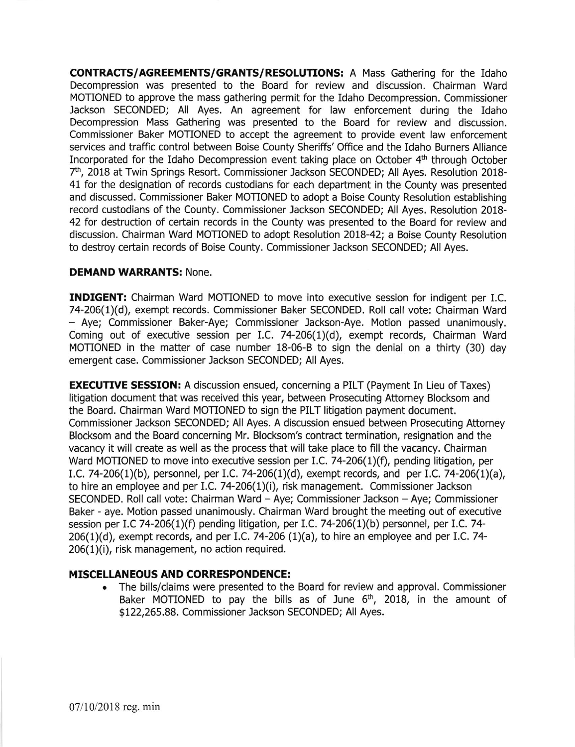**CONTRACTS/AGREEMENTS/GRANTS/RESOLUTIONS:** A Mass Gathering for the Idaho Decompression was presented to the Board for review and discussion. Chairman Ward MOTIONED to approve the mass gathering permit for the Idaho Decompression. Commissioner Jackson SECONDED; All Ayes. An agreement for law enforcement during the Idaho Decompression Mass Gathering was presented to the Board for review and discussion. Commissioner Baker MOTIONED to accept the agreement to provide event law enforcement services and traffic control between Boise County Sheriffs' Office and the Idaho Burners Alliance Incorporated for the Idaho Decompression event taking place on October 4th through October 7th, 2018 at Twin Springs Resort. Commissioner Jackson SECONDED; All Ayes. Resolution 2018-41 for the designation of records custodians for each department in the County was presented and discussed. Commissioner Baker MOTIONED to adopt a Boise County Resolution establishing record custodians of the County. Commissioner Jackson SECONDED; All Ayes. Resolution 2018-42 for destruction of certain records in the County was presented to the Board for review and discussion. Chairman Ward MOTIONED to adopt Resolution 2018-42; a Boise County Resolution to destroy certain records of Boise County. Commissioner Jackson SECONDED; All Ayes.

**DEMAND WARRANTS:** None.

**INDIGENT:** Chairman Ward MOTIONED to move into executive session for indigent per I.C. 74-206(1)(d), exempt records. Commissioner Baker SECONDED. Roll call vote: Chairman Ward – Aye; Commissioner Baker-Aye; Commissioner Jackson-Aye. Motion passed unanimously. Coming out of executive session per I.C. 74-206(1)(d), exempt records, Chairman Ward MOTIONED in the matter of case number 18-06-B to sign the denial on a thirty (30) day emergent case. Commissioner Jackson SECONDED; All Ayes.

**EXECUTIVE SESSION:** A discussion ensued, concerning a PILT (Payment In Lieu of Taxes) litigation document that was received this year, between Prosecuting Attorney Blocksom and the Board. Chairman Ward MOTIONED to sign the PILT litigation payment document. Commissioner Jackson SECONDED; All Ayes. A discussion ensued between Prosecuting Attorney Blocksom and the Board concerning Mr. Blocksom's contract termination, resignation and the vacancy it will create as well as the process that will take place to fill the vacancy. Chairman Ward MOTIONED to move into executive session per I.C. 74-206(1)(f), pending litigation, per I.C. 74-206(1)(b), personnel, per I.C. 74-206(1)(d), exempt records, and per I.C. 74-206(1)(a), to hire an employee and per I.C. 74-206(1)(i), risk management. Commissioner Jackson SECONDED. Roll call vote: Chairman Ward – Aye; Commissioner Jackson – Aye; Commissioner Baker - aye. Motion passed unanimously. Chairman Ward brought the meeting out of executive session per I.C 74-206(1)(f) pending litigation, per I.C. 74-206(1)(b) personnel, per I.C. 74-206(1)(d), exempt records, and per I.C. 74-206 (1)(a), to hire an employee and per I.C. 74-206(1)(i), risk management, no action required.

**MISCELLANEOUS AND CORRESPONDENCE:**

- The bills/claims were presented to the Board for review and approval. Commissioner Baker MOTIONED to pay the bills as of June 6th, 2018, in the amount of $122,265.88. Commissioner Jackson SECONDED; All Ayes.